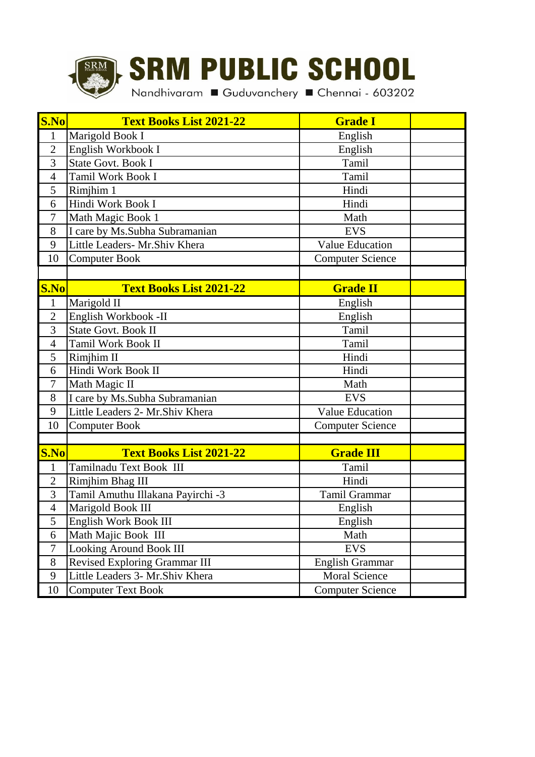# SRM PUBLIC SCHOOL

Nandhivaram ■ Guduvanchery ■ Chennai - 603202

| S.No | Text Books List 2021-22 | Grade I | |
|---|---|---|---|
| 1 | Marigold Book I | English | |
| 2 | English Workbook I | English | |
| 3 | State Govt. Book I | Tamil | |
| 4 | Tamil Work Book I | Tamil | |
| 5 | Rimjhim 1 | Hindi | |
| 6 | Hindi Work Book I | Hindi | |
| 7 | Math Magic Book 1 | Math | |
| 8 | I care by Ms.Subha Subramanian | EVS | |
| 9 | Little Leaders- Mr.Shiv Khera | Value Education | |
| 10 | Computer Book | Computer Science | |

| S.No | Text Books List 2021-22 | Grade II | |
|---|---|---|---|
| 1 | Marigold II | English | |
| 2 | English Workbook -II | English | |
| 3 | State Govt. Book II | Tamil | |
| 4 | Tamil Work Book II | Tamil | |
| 5 | Rimjhim II | Hindi | |
| 6 | Hindi Work Book II | Hindi | |
| 7 | Math Magic II | Math | |
| 8 | I care by Ms.Subha Subramanian | EVS | |
| 9 | Little Leaders 2- Mr.Shiv Khera | Value Education | |
| 10 | Computer Book | Computer Science | |

| S.No | Text Books List 2021-22 | Grade III | |
|---|---|---|---|
| 1 | Tamilnadu Text Book III | Tamil | |
| 2 | Rimjhim Bhag III | Hindi | |
| 3 | Tamil Amuthu Illakana Payirchi -3 | Tamil Grammar | |
| 4 | Marigold Book III | English | |
| 5 | English Work Book III | English | |
| 6 | Math Majic Book III | Math | |
| 7 | Looking Around Book III | EVS | |
| 8 | Revised Exploring Grammar III | English Grammar | |
| 9 | Little Leaders 3- Mr.Shiv Khera | Moral Science | |
| 10 | Computer Text Book | Computer Science | |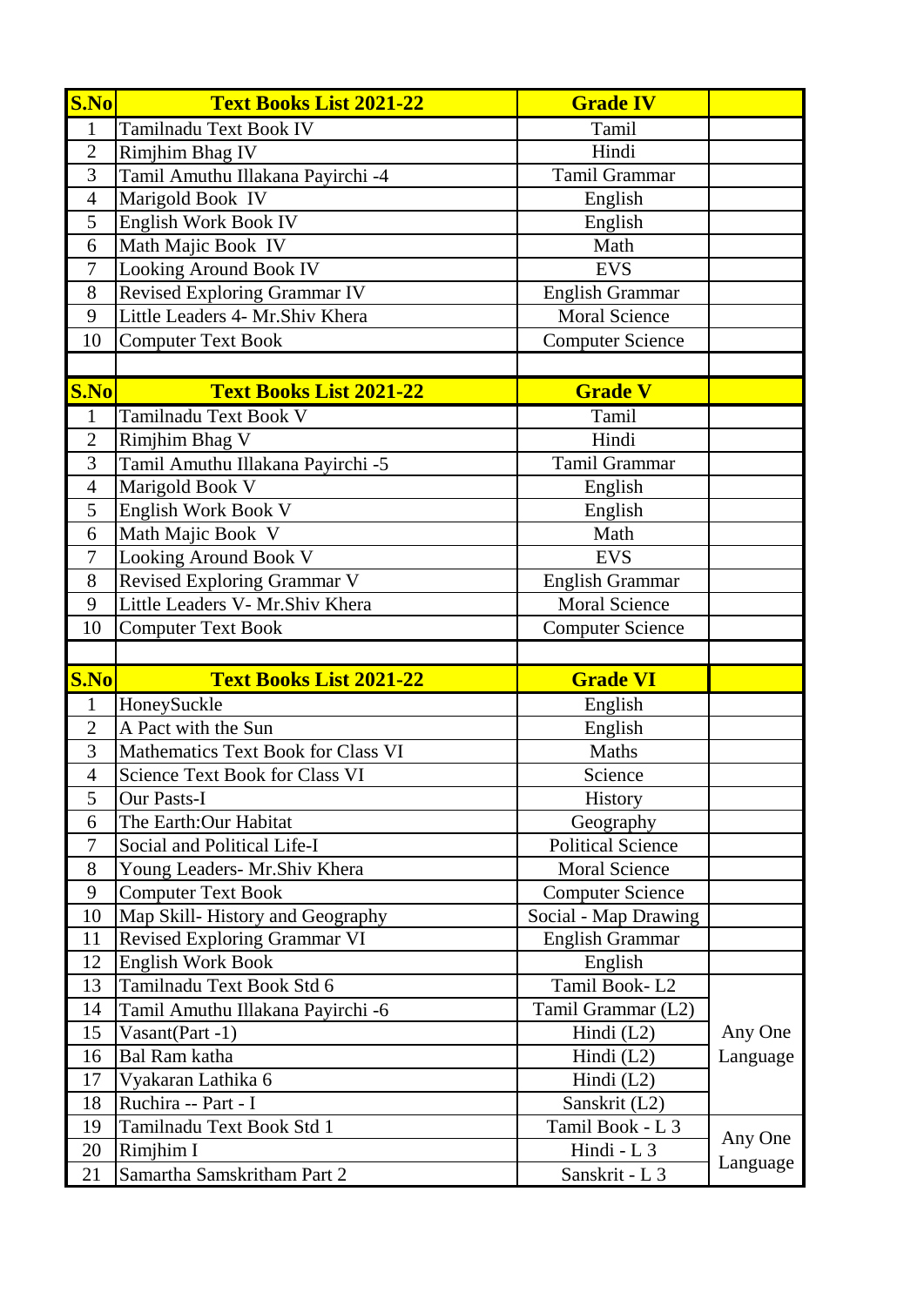| S.No | Text Books List 2021-22 | Grade IV | |
|---|---|---|---|
| 1 | Tamilnadu Text Book IV | Tamil | |
| 2 | Rimjhim Bhag IV | Hindi | |
| 3 | Tamil Amuthu Illakana Payirchi -4 | Tamil Grammar | |
| 4 | Marigold Book IV | English | |
| 5 | English Work Book IV | English | |
| 6 | Math Majic Book IV | Math | |
| 7 | Looking Around Book IV | EVS | |
| 8 | Revised Exploring Grammar IV | English Grammar | |
| 9 | Little Leaders 4- Mr.Shiv Khera | Moral Science | |
| 10 | Computer Text Book | Computer Science | |

| S.No | Text Books List 2021-22 | Grade V | |
|---|---|---|---|
| 1 | Tamilnadu Text Book V | Tamil | |
| 2 | Rimjhim Bhag V | Hindi | |
| 3 | Tamil Amuthu Illakana Payirchi -5 | Tamil Grammar | |
| 4 | Marigold Book V | English | |
| 5 | English Work Book V | English | |
| 6 | Math Majic Book V | Math | |
| 7 | Looking Around Book V | EVS | |
| 8 | Revised Exploring Grammar V | English Grammar | |
| 9 | Little Leaders V- Mr.Shiv Khera | Moral Science | |
| 10 | Computer Text Book | Computer Science | |

| S.No | Text Books List 2021-22 | Grade VI | |
|---|---|---|---|
| 1 | HoneySuckle | English | |
| 2 | A Pact with the Sun | English | |
| 3 | Mathematics Text Book for Class VI | Maths | |
| 4 | Science Text Book for Class VI | Science | |
| 5 | Our Pasts-I | History | |
| 6 | The Earth:Our Habitat | Geography | |
| 7 | Social and Political Life-I | Political Science | |
| 8 | Young Leaders- Mr.Shiv Khera | Moral Science | |
| 9 | Computer Text Book | Computer Science | |
| 10 | Map Skill- History and Geography | Social - Map Drawing | |
| 11 | Revised Exploring Grammar VI | English Grammar | |
| 12 | English Work Book | English | |
| 13 | Tamilnadu Text Book Std 6 | Tamil Book- L2 | Any One Language |
| 14 | Tamil Amuthu Illakana Payirchi -6 | Tamil Grammar (L2) | |
| 15 | Vasant(Part -1) | Hindi (L2) | |
| 16 | Bal Ram katha | Hindi (L2) | |
| 17 | Vyakaran Lathika 6 | Hindi (L2) | |
| 18 | Ruchira -- Part - I | Sanskrit (L2) | |
| 19 | Tamilnadu Text Book Std 1 | Tamil Book - L 3 | Any One Language |
| 20 | Rimjhim I | Hindi - L 3 | |
| 21 | Samartha Samskritham Part 2 | Sanskrit - L 3 | |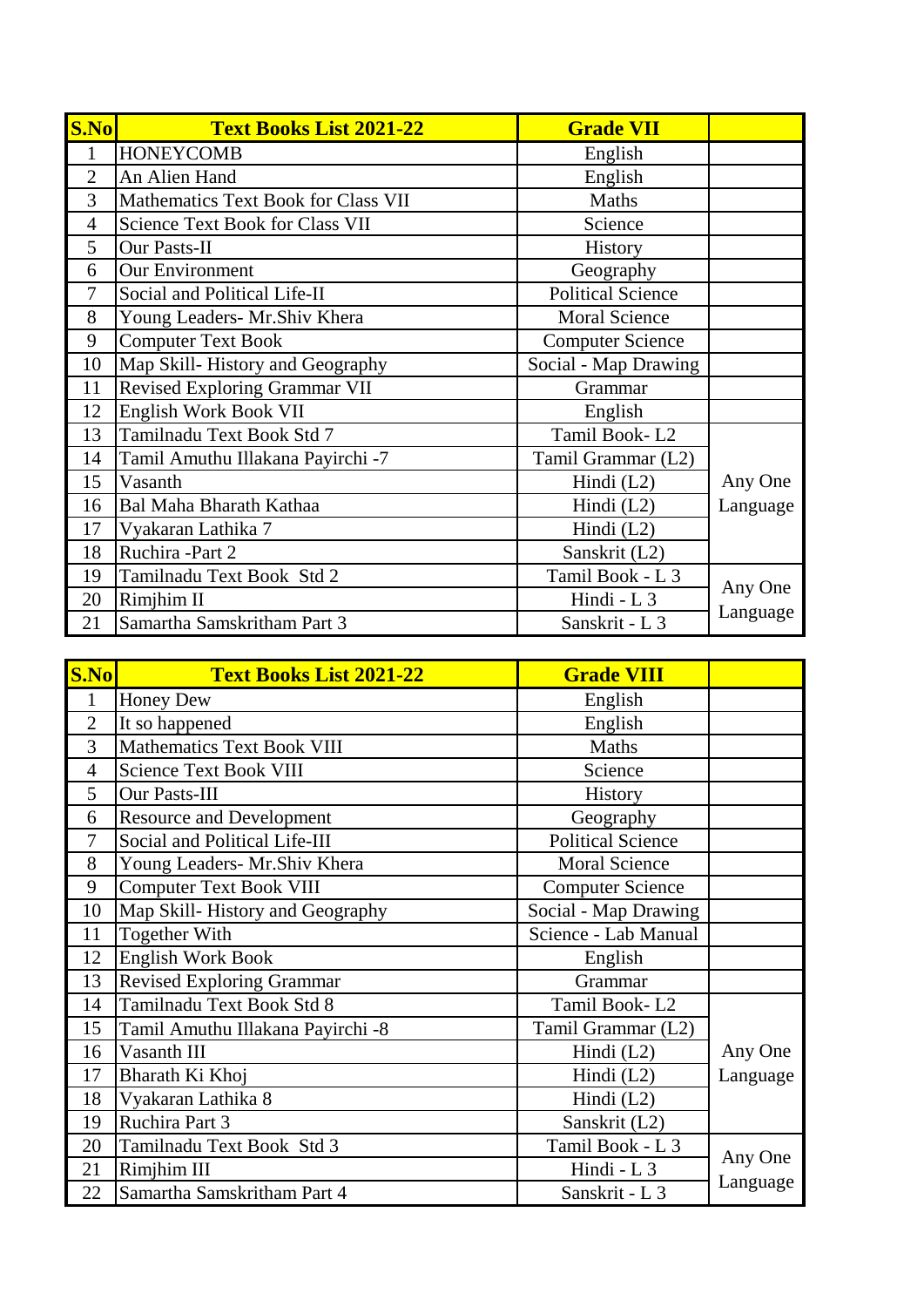| S.No | Text Books List 2021-22 | Grade VII | |
|---|---|---|---|
| 1 | HONEYCOMB | English | |
| 2 | An Alien Hand | English | |
| 3 | Mathematics Text Book for Class VII | Maths | |
| 4 | Science Text Book for Class VII | Science | |
| 5 | Our Pasts-II | History | |
| 6 | Our Environment | Geography | |
| 7 | Social and Political Life-II | Political Science | |
| 8 | Young Leaders- Mr.Shiv Khera | Moral Science | |
| 9 | Computer Text Book | Computer Science | |
| 10 | Map Skill- History and Geography | Social - Map Drawing | |
| 11 | Revised Exploring Grammar VII | Grammar | |
| 12 | English Work Book VII | English | |
| 13 | Tamilnadu Text Book Std 7 | Tamil Book- L2 | Any One Language |
| 14 | Tamil Amuthu Illakana Payirchi -7 | Tamil Grammar (L2) | |
| 15 | Vasanth | Hindi (L2) | |
| 16 | Bal Maha Bharath Kathaa | Hindi (L2) | |
| 17 | Vyakaran Lathika 7 | Hindi (L2) | |
| 18 | Ruchira -Part 2 | Sanskrit (L2) | |
| 19 | Tamilnadu Text Book Std 2 | Tamil Book - L 3 | Any One Language |
| 20 | Rimjhim II | Hindi - L 3 | |
| 21 | Samartha Samskritham Part 3 | Sanskrit - L 3 | |

| S.No | Text Books List 2021-22 | Grade VIII | |
|---|---|---|---|
| 1 | Honey Dew | English | |
| 2 | It so happened | English | |
| 3 | Mathematics Text Book VIII | Maths | |
| 4 | Science Text Book VIII | Science | |
| 5 | Our Pasts-III | History | |
| 6 | Resource and Development | Geography | |
| 7 | Social and Political Life-III | Political Science | |
| 8 | Young Leaders- Mr.Shiv Khera | Moral Science | |
| 9 | Computer Text Book VIII | Computer Science | |
| 10 | Map Skill- History and Geography | Social - Map Drawing | |
| 11 | Together With | Science - Lab Manual | |
| 12 | English Work Book | English | |
| 13 | Revised Exploring Grammar | Grammar | |
| 14 | Tamilnadu Text Book Std 8 | Tamil Book- L2 | Any One Language |
| 15 | Tamil Amuthu Illakana Payirchi -8 | Tamil Grammar (L2) | |
| 16 | Vasanth III | Hindi (L2) | |
| 17 | Bharath Ki Khoj | Hindi (L2) | |
| 18 | Vyakaran Lathika 8 | Hindi (L2) | |
| 19 | Ruchira Part 3 | Sanskrit (L2) | |
| 20 | Tamilnadu Text Book Std 3 | Tamil Book - L 3 | Any One Language |
| 21 | Rimjhim III | Hindi - L 3 | |
| 22 | Samartha Samskritham Part 4 | Sanskrit - L 3 | |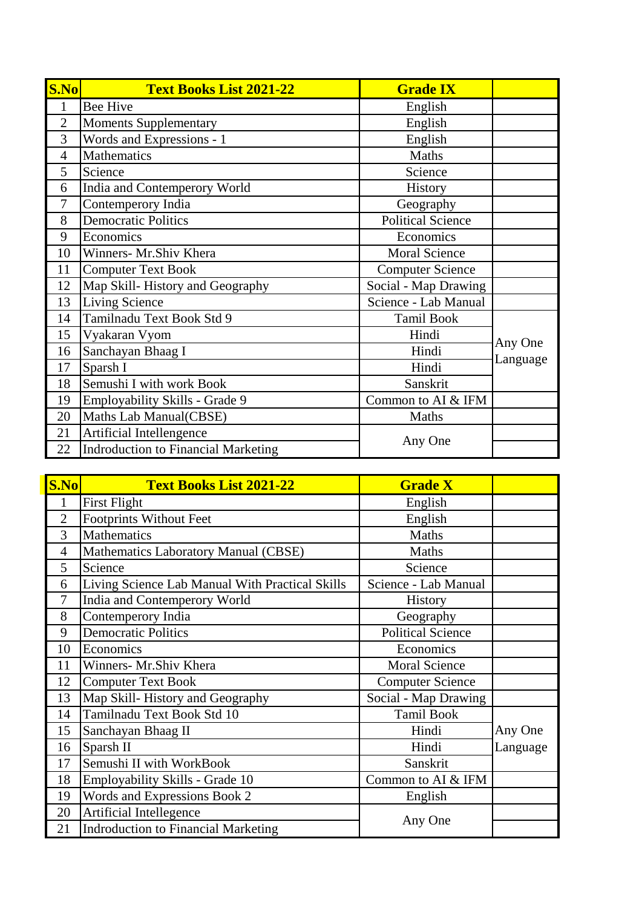| S.No | Text Books List 2021-22 | Grade IX | |
|---|---|---|---|
| 1 | Bee Hive | English | |
| 2 | Moments Supplementary | English | |
| 3 | Words and Expressions - 1 | English | |
| 4 | Mathematics | Maths | |
| 5 | Science | Science | |
| 6 | India and Contempery World | History | |
| 7 | Contemperory India | Geography | |
| 8 | Democratic Politics | Political Science | |
| 9 | Economics | Economics | |
| 10 | Winners- Mr.Shiv Khera | Moral Science | |
| 11 | Computer Text Book | Computer Science | |
| 12 | Map Skill- History and Geography | Social - Map Drawing | |
| 13 | Living Science | Science - Lab Manual | |
| 14 | Tamilnadu Text Book Std 9 | Tamil Book | Any One Language |
| 15 | Vyakaran Vyom | Hindi | |
| 16 | Sanchayan Bhaag I | Hindi | |
| 17 | Sparsh I | Hindi | |
| 18 | Semushi I with work Book | Sanskrit | |
| 19 | Employability Skills - Grade 9 | Common to AI & IFM | |
| 20 | Maths Lab Manual(CBSE) | Maths | |
| 21 | Artificial Intellegence | Any One | |
| 22 | Indroduction to Financial Marketing | | |

| S.No | Text Books List 2021-22 | Grade X | |
|---|---|---|---|
| 1 | First Flight | English | |
| 2 | Footprints Without Feet | English | |
| 3 | Mathematics | Maths | |
| 4 | Mathematics Laboratory Manual (CBSE) | Maths | |
| 5 | Science | Science | |
| 6 | Living Science Lab Manual With Practical Skills | Science - Lab Manual | |
| 7 | India and Contemperory World | History | |
| 8 | Contemperory India | Geography | |
| 9 | Democratic Politics | Political Science | |
| 10 | Economics | Economics | |
| 11 | Winners- Mr.Shiv Khera | Moral Science | |
| 12 | Computer Text Book | Computer Science | |
| 13 | Map Skill- History and Geography | Social - Map Drawing | |
| 14 | Tamilnadu Text Book Std 10 | Tamil Book | Any One Language |
| 15 | Sanchayan Bhaag II | Hindi | |
| 16 | Sparsh II | Hindi | |
| 17 | Semushi II with WorkBook | Sanskrit | |
| 18 | Employability Skills - Grade 10 | Common to AI & IFM | |
| 19 | Words and Expressions Book 2 | English | |
| 20 | Artificial Intellegence | Any One | |
| 21 | Indroduction to Financial Marketing | | |